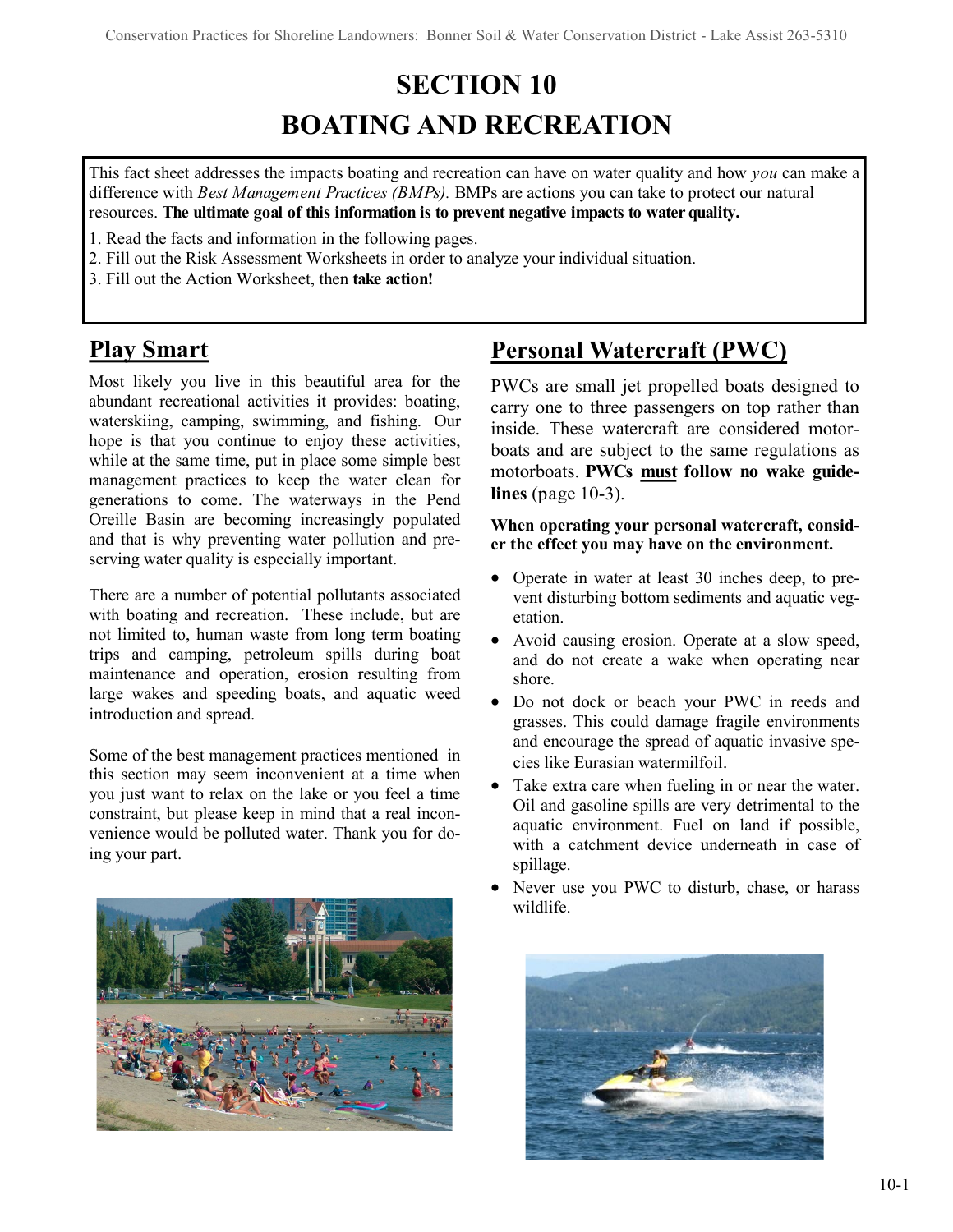# SECTION 10
# BOATING AND RECREATION

This fact sheet addresses the impacts boating and recreation can have on water quality and how *you* can make a difference with *Best Management Practices (BMPs).* BMPs are actions you can take to protect our natural resources. **The ultimate goal of this information is to prevent negative impacts to water quality.**

1. Read the facts and information in the following pages.
2. Fill out the Risk Assessment Worksheets in order to analyze your individual situation.
3. Fill out the Action Worksheet, then **take action!**

## Play Smart

Most likely you live in this beautiful area for the abundant recreational activities it provides: boating, waterskiing, camping, swimming, and fishing. Our hope is that you continue to enjoy these activities, while at the same time, put in place some simple best management practices to keep the water clean for generations to come. The waterways in the Pend Oreille Basin are becoming increasingly populated and that is why preventing water pollution and preserving water quality is especially important.

There are a number of potential pollutants associated with boating and recreation. These include, but are not limited to, human waste from long term boating trips and camping, petroleum spills during boat maintenance and operation, erosion resulting from large wakes and speeding boats, and aquatic weed introduction and spread.

Some of the best management practices mentioned in this section may seem inconvenient at a time when you just want to relax on the lake or you feel a time constraint, but please keep in mind that a real inconvenience would be polluted water. Thank you for doing your part.

## Personal Watercraft (PWC)

PWCs are small jet propelled boats designed to carry one to three passengers on top rather than inside. These watercraft are considered motorboats and are subject to the same regulations as motorboats. **PWCs must follow no wake guidelines** (page 10-3).

**When operating your personal watercraft, consider the effect you may have on the environment.**

- Operate in water at least 30 inches deep, to prevent disturbing bottom sediments and aquatic vegetation.
- Avoid causing erosion. Operate at a slow speed, and do not create a wake when operating near shore.
- Do not dock or beach your PWC in reeds and grasses. This could damage fragile environments and encourage the spread of aquatic invasive species like Eurasian watermilfoil.
- Take extra care when fueling in or near the water. Oil and gasoline spills are very detrimental to the aquatic environment. Fuel on land if possible, with a catchment device underneath in case of spillage.
- Never use you PWC to disturb, chase, or harass wildlife.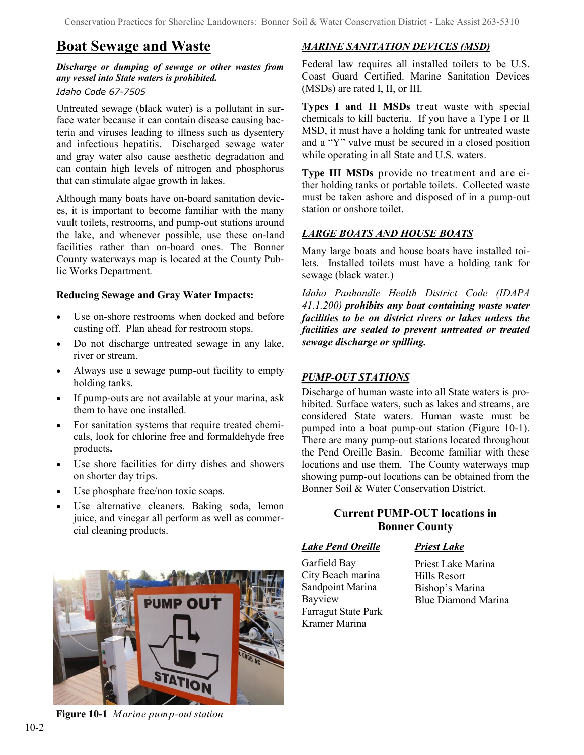# Boat Sewage and Waste

***Discharge or dumping of sewage or other wastes from any vessel into State waters is prohibited.***

*Idaho Code 67-7505*

Untreated sewage (black water) is a pollutant in surface water because it can contain disease causing bacteria and viruses leading to illness such as dysentery and infectious hepatitis. Discharged sewage water and gray water also cause aesthetic degradation and can contain high levels of nitrogen and phosphorus that can stimulate algae growth in lakes.

Although many boats have on-board sanitation devices, it is important to become familiar with the many vault toilets, restrooms, and pump-out stations around the lake, and whenever possible, use these on-land facilities rather than on-board ones. The Bonner County waterways map is located at the County Public Works Department.

**Reducing Sewage and Gray Water Impacts:**

- Use on-shore restrooms when docked and before casting off. Plan ahead for restroom stops.
- Do not discharge untreated sewage in any lake, river or stream.
- Always use a sewage pump-out facility to empty holding tanks.
- If pump-outs are not available at your marina, ask them to have one installed.
- For sanitation systems that require treated chemicals, look for chlorine free and formaldehyde free products.
- Use shore facilities for dirty dishes and showers on shorter day trips.
- Use phosphate free/non toxic soaps.
- Use alternative cleaners. Baking soda, lemon juice, and vinegar all perform as well as commercial cleaning products.

**Figure 10-1** *Marine pump-out station*

## *MARINE SANITATION DEVICES (MSD)*

Federal law requires all installed toilets to be U.S. Coast Guard Certified. Marine Sanitation Devices (MSDs) are rated I, II, or III.

**Types I and II MSDs** treat waste with special chemicals to kill bacteria. If you have a Type I or II MSD, it must have a holding tank for untreated waste and a "Y" valve must be secured in a closed position while operating in all State and U.S. waters.

**Type III MSDs** provide no treatment and are either holding tanks or portable toilets. Collected waste must be taken ashore and disposed of in a pump-out station or onshore toilet.

## *LARGE BOATS AND HOUSE BOATS*

Many large boats and house boats have installed toilets. Installed toilets must have a holding tank for sewage (black water.)

*Idaho Panhandle Health District Code (IDAPA 41.1.200)* ***prohibits any boat containing waste water facilities to be on district rivers or lakes unless the facilities are sealed to prevent untreated or treated sewage discharge or spilling.***

## *PUMP-OUT STATIONS*

Discharge of human waste into all State waters is prohibited. Surface waters, such as lakes and streams, are considered State waters. Human waste must be pumped into a boat pump-out station (Figure 10-1). There are many pump-out stations located throughout the Pend Oreille Basin. Become familiar with these locations and use them. The County waterways map showing pump-out locations can be obtained from the Bonner Soil & Water Conservation District.

### Current PUMP-OUT locations in Bonner County

***Lake Pend Oreille***

Garfield Bay
City Beach marina
Sandpoint Marina
Bayview
Farragut State Park
Kramer Marina

***Priest Lake***

Priest Lake Marina
Hills Resort
Bishop's Marina
Blue Diamond Marina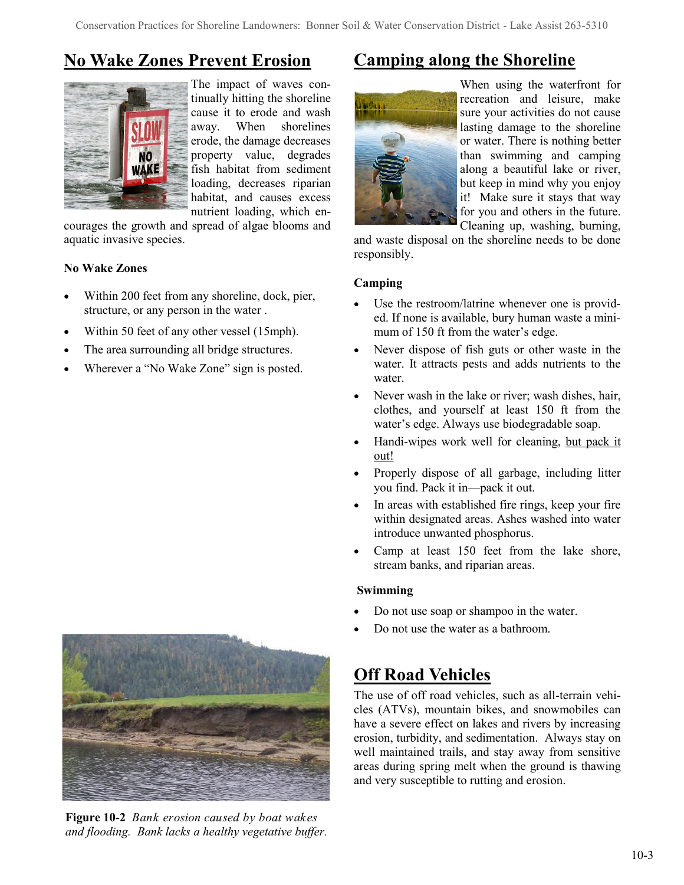## No Wake Zones Prevent Erosion

The impact of waves continually hitting the shoreline cause it to erode and wash away. When shorelines erode, the damage decreases property value, degrades fish habitat from sediment loading, decreases riparian habitat, and causes excess nutrient loading, which encourages the growth and spread of algae blooms and aquatic invasive species.

### No Wake Zones

- Within 200 feet from any shoreline, dock, pier, structure, or any person in the water .
- Within 50 feet of any other vessel (15mph).
- The area surrounding all bridge structures.
- Wherever a "No Wake Zone" sign is posted.

**Figure 10-2** *Bank erosion caused by boat wakes and flooding. Bank lacks a healthy vegetative buffer.*

## Camping along the Shoreline

When using the waterfront for recreation and leisure, make sure your activities do not cause lasting damage to the shoreline or water. There is nothing better than swimming and camping along a beautiful lake or river, but keep in mind why you enjoy it! Make sure it stays that way for you and others in the future. Cleaning up, washing, burning, and waste disposal on the shoreline needs to be done responsibly.

### Camping

- Use the restroom/latrine whenever one is provided. If none is available, bury human waste a minimum of 150 ft from the water's edge.
- Never dispose of fish guts or other waste in the water. It attracts pests and adds nutrients to the water.
- Never wash in the lake or river; wash dishes, hair, clothes, and yourself at least 150 ft from the water's edge. Always use biodegradable soap.
- Handi-wipes work well for cleaning, but pack it out!
- Properly dispose of all garbage, including litter you find. Pack it in—pack it out.
- In areas with established fire rings, keep your fire within designated areas. Ashes washed into water introduce unwanted phosphorus.
- Camp at least 150 feet from the lake shore, stream banks, and riparian areas.

### Swimming

- Do not use soap or shampoo in the water.
- Do not use the water as a bathroom.

## Off Road Vehicles

The use of off road vehicles, such as all-terrain vehicles (ATVs), mountain bikes, and snowmobiles can have a severe effect on lakes and rivers by increasing erosion, turbidity, and sedimentation. Always stay on well maintained trails, and stay away from sensitive areas during spring melt when the ground is thawing and very susceptible to rutting and erosion.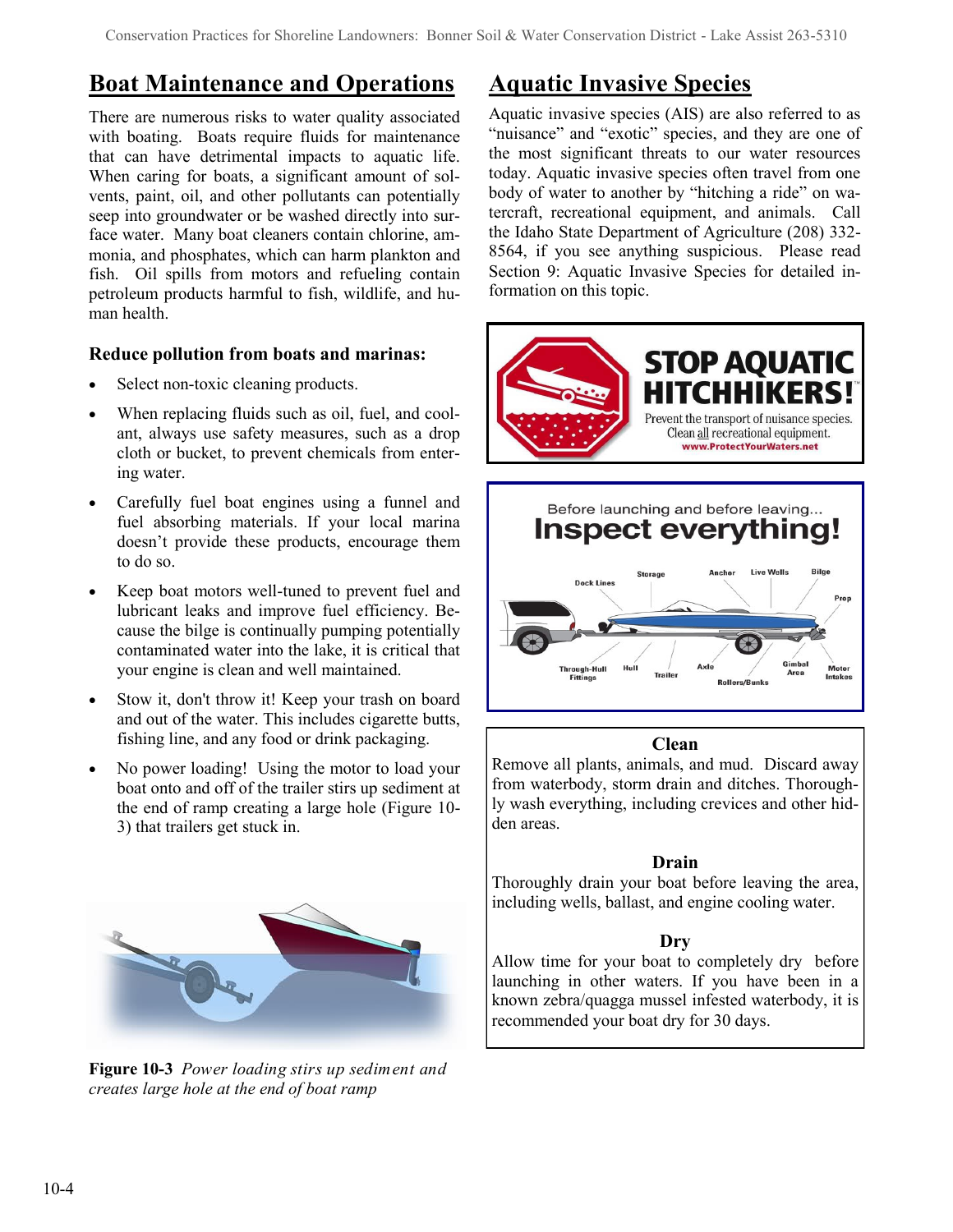## Boat Maintenance and Operations

There are numerous risks to water quality associated with boating. Boats require fluids for maintenance that can have detrimental impacts to aquatic life. When caring for boats, a significant amount of solvents, paint, oil, and other pollutants can potentially seep into groundwater or be washed directly into surface water. Many boat cleaners contain chlorine, ammonia, and phosphates, which can harm plankton and fish. Oil spills from motors and refueling contain petroleum products harmful to fish, wildlife, and human health.

**Reduce pollution from boats and marinas:**

- Select non-toxic cleaning products.
- When replacing fluids such as oil, fuel, and coolant, always use safety measures, such as a drop cloth or bucket, to prevent chemicals from entering water.
- Carefully fuel boat engines using a funnel and fuel absorbing materials. If your local marina doesn't provide these products, encourage them to do so.
- Keep boat motors well-tuned to prevent fuel and lubricant leaks and improve fuel efficiency. Because the bilge is continually pumping potentially contaminated water into the lake, it is critical that your engine is clean and well maintained.
- Stow it, don't throw it! Keep your trash on board and out of the water. This includes cigarette butts, fishing line, and any food or drink packaging.
- No power loading! Using the motor to load your boat onto and off of the trailer stirs up sediment at the end of ramp creating a large hole (Figure 10-3) that trailers get stuck in.

**Figure 10-3** *Power loading stirs up sediment and creates large hole at the end of boat ramp*

## Aquatic Invasive Species

Aquatic invasive species (AIS) are also referred to as "nuisance" and "exotic" species, and they are one of the most significant threats to our water resources today. Aquatic invasive species often travel from one body of water to another by "hitching a ride" on watercraft, recreational equipment, and animals. Call the Idaho State Department of Agriculture (208) 332-8564, if you see anything suspicious. Please read Section 9: Aquatic Invasive Species for detailed information on this topic.

**STOP AQUATIC HITCHHIKERS!**
Prevent the transport of nuisance species.
Clean all recreational equipment.
www.ProtectYourWaters.net

Before launching and before leaving...
**Inspect everything!**

Dock Lines, Storage, Anchor, Live Wells, Bilge, Prop, Through-Hull Fittings, Hull, Trailer, Axle, Rollers/Bunks, Gimbal Area, Motor Intakes

**Clean**

Remove all plants, animals, and mud. Discard away from waterbody, storm drain and ditches. Thoroughly wash everything, including crevices and other hidden areas.

**Drain**

Thoroughly drain your boat before leaving the area, including wells, ballast, and engine cooling water.

**Dry**

Allow time for your boat to completely dry before launching in other waters. If you have been in a known zebra/quagga mussel infested waterbody, it is recommended your boat dry for 30 days.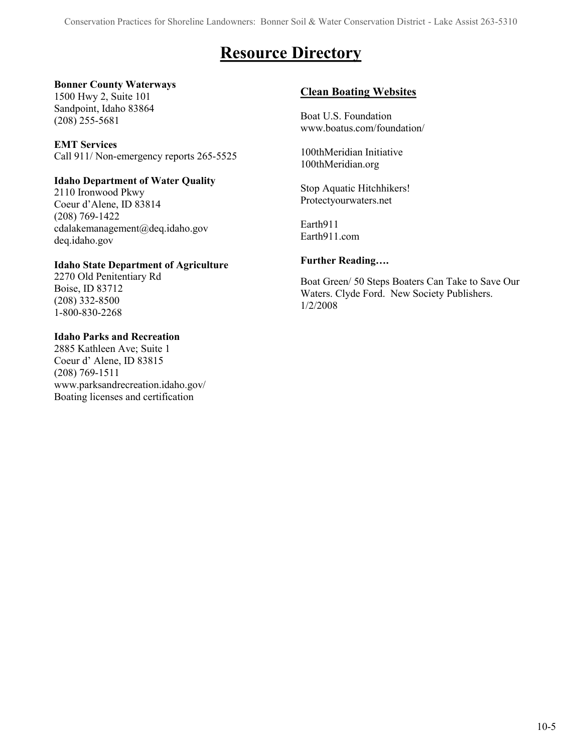# Resource Directory

**Bonner County Waterways**
1500 Hwy 2, Suite 101
Sandpoint, Idaho 83864
(208) 255-5681

**EMT Services**
Call 911/ Non-emergency reports 265-5525

**Idaho Department of Water Quality**
2110 Ironwood Pkwy
Coeur d'Alene, ID 83814
(208) 769-1422
cdalakemanagement@deq.idaho.gov
deq.idaho.gov

**Idaho State Department of Agriculture**
2270 Old Penitentiary Rd
Boise, ID 83712
(208) 332-8500
1-800-830-2268

**Idaho Parks and Recreation**
2885 Kathleen Ave; Suite 1
Coeur d' Alene, ID 83815
(208) 769-1511
www.parksandrecreation.idaho.gov/
Boating licenses and certification

## Clean Boating Websites

Boat U.S. Foundation
www.boatus.com/foundation/

100thMeridian Initiative
100thMeridian.org

Stop Aquatic Hitchhikers!
Protectyourwaters.net

Earth911
Earth911.com

**Further Reading….**

Boat Green/ 50 Steps Boaters Can Take to Save Our Waters. Clyde Ford. New Society Publishers. 1/2/2008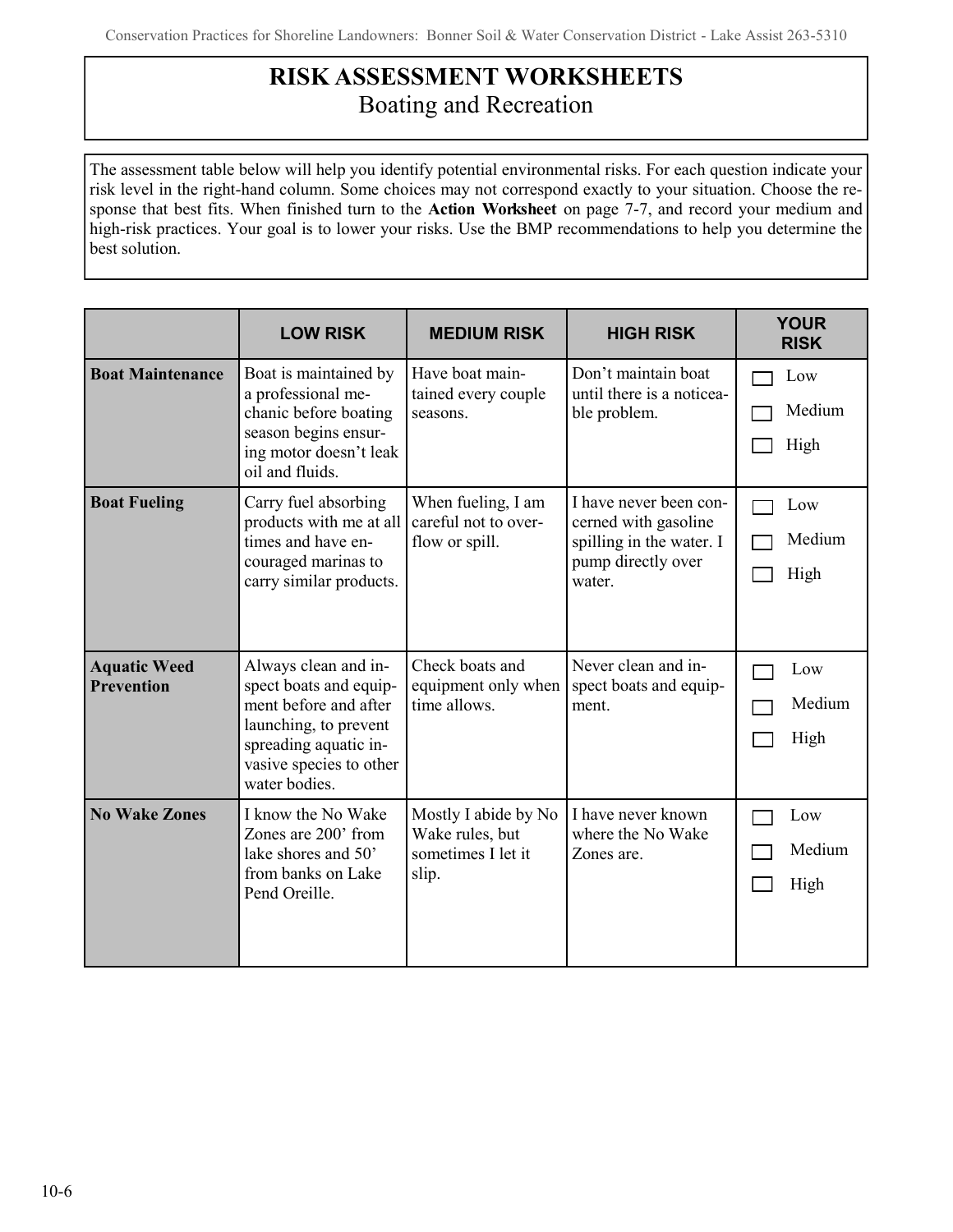# RISK ASSESSMENT WORKSHEETS

## Boating and Recreation

The assessment table below will help you identify potential environmental risks. For each question indicate your risk level in the right-hand column. Some choices may not correspond exactly to your situation. Choose the response that best fits. When finished turn to the **Action Worksheet** on page 7-7, and record your medium and high-risk practices. Your goal is to lower your risks. Use the BMP recommendations to help you determine the best solution.

| | LOW RISK | MEDIUM RISK | HIGH RISK | YOUR RISK |
|---|---|---|---|---|
| **Boat Maintenance** | Boat is maintained by a professional mechanic before boating season begins ensuring motor doesn't leak oil and fluids. | Have boat maintained every couple seasons. | Don't maintain boat until there is a noticeable problem. | ☐ Low ☐ Medium ☐ High |
| **Boat Fueling** | Carry fuel absorbing products with me at all times and have encouraged marinas to carry similar products. | When fueling, I am careful not to overflow or spill. | I have never been concerned with gasoline spilling in the water. I pump directly over water. | ☐ Low ☐ Medium ☐ High |
| **Aquatic Weed Prevention** | Always clean and inspect boats and equipment before and after launching, to prevent spreading aquatic invasive species to other water bodies. | Check boats and equipment only when time allows. | Never clean and inspect boats and equipment. | ☐ Low ☐ Medium ☐ High |
| **No Wake Zones** | I know the No Wake Zones are 200' from lake shores and 50' from banks on Lake Pend Oreille. | Mostly I abide by No Wake rules, but sometimes I let it slip. | I have never known where the No Wake Zones are. | ☐ Low ☐ Medium ☐ High |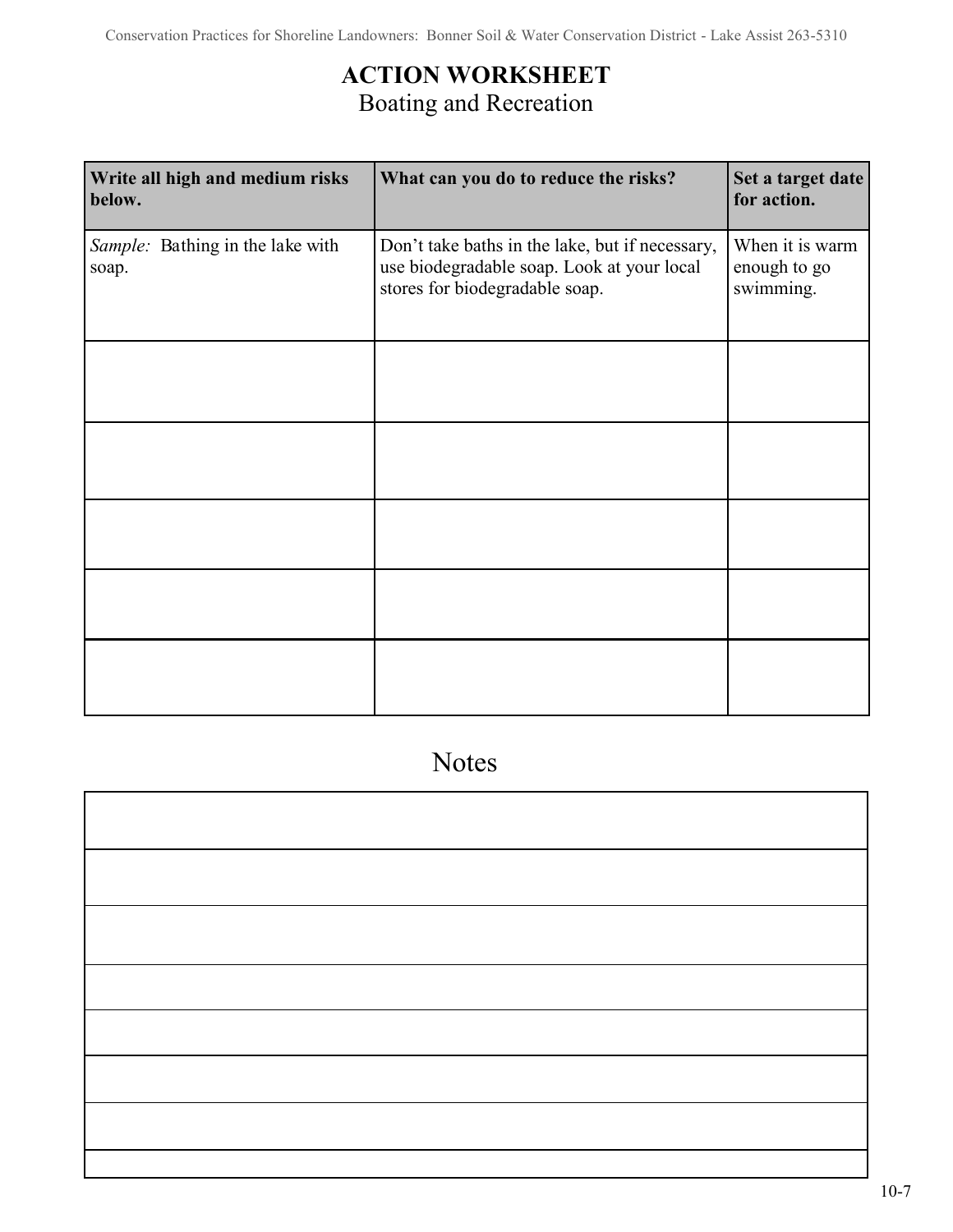# ACTION WORKSHEET

## Boating and Recreation

| Write all high and medium risks below. | What can you do to reduce the risks? | Set a target date for action. |
|---|---|---|
| *Sample:* Bathing in the lake with soap. | Don't take baths in the lake, but if necessary, use biodegradable soap. Look at your local stores for biodegradable soap. | When it is warm enough to go swimming. |
| | | |
| | | |
| | | |
| | | |
| | | |

## Notes

| |
|---|
| |
| |
| |
| |
| |
| |
| |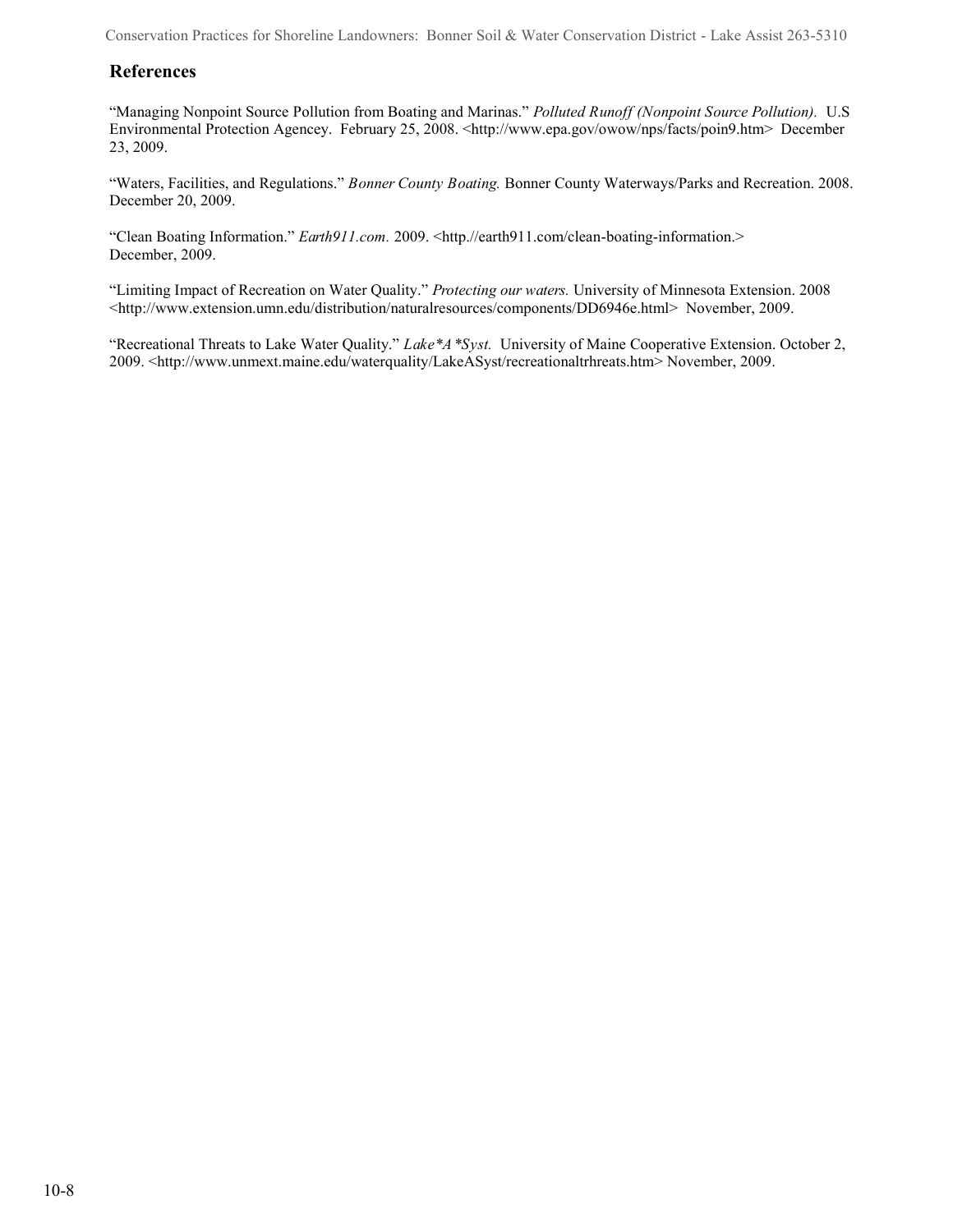## References

"Managing Nonpoint Source Pollution from Boating and Marinas." *Polluted Runoff (Nonpoint Source Pollution).* U.S Environmental Protection Agencey. February 25, 2008. <http://www.epa.gov/owow/nps/facts/poin9.htm> December 23, 2009.

"Waters, Facilities, and Regulations." *Bonner County Boating.* Bonner County Waterways/Parks and Recreation. 2008. December 20, 2009.

"Clean Boating Information." *Earth911.com.* 2009. <http.//earth911.com/clean-boating-information.> December, 2009.

"Limiting Impact of Recreation on Water Quality." *Protecting our waters.* University of Minnesota Extension. 2008 <http://www.extension.umn.edu/distribution/naturalresources/components/DD6946e.html> November, 2009.

"Recreational Threats to Lake Water Quality." *Lake*A*Syst.* University of Maine Cooperative Extension. October 2, 2009. <http://www.unmext.maine.edu/waterquality/LakeASyst/recreationaltrhreats.htm> November, 2009.